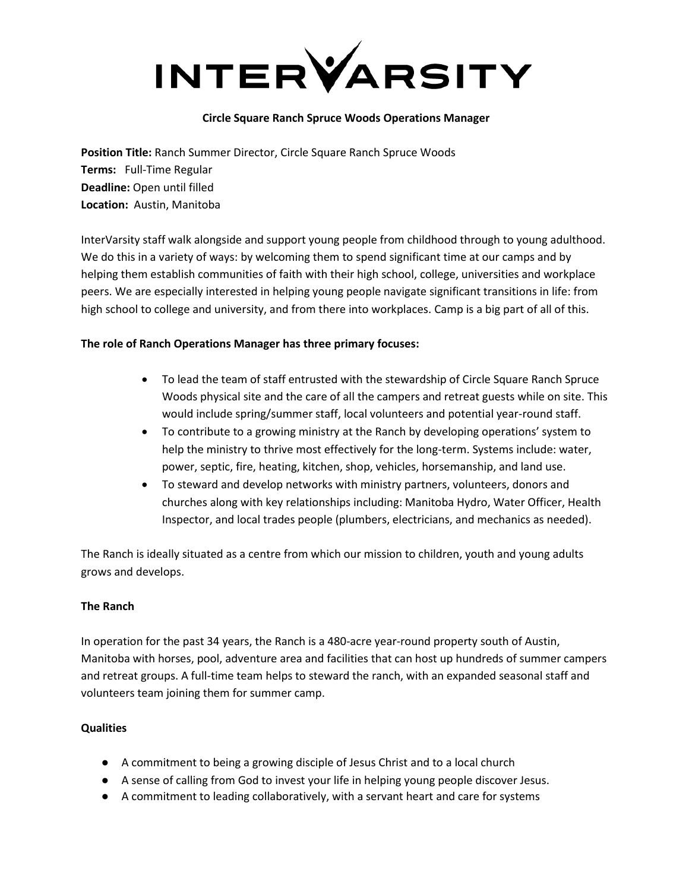# INTERVARSITY

**Circle Square Ranch Spruce Woods Operations Manager**

**Position Title:** Ranch Summer Director, Circle Square Ranch Spruce Woods
**Terms:** Full-Time Regular
**Deadline:** Open until filled
**Location:** Austin, Manitoba

InterVarsity staff walk alongside and support young people from childhood through to young adulthood. We do this in a variety of ways: by welcoming them to spend significant time at our camps and by helping them establish communities of faith with their high school, college, universities and workplace peers. We are especially interested in helping young people navigate significant transitions in life: from high school to college and university, and from there into workplaces. Camp is a big part of all of this.

**The role of Ranch Operations Manager has three primary focuses:**

- To lead the team of staff entrusted with the stewardship of Circle Square Ranch Spruce Woods physical site and the care of all the campers and retreat guests while on site. This would include spring/summer staff, local volunteers and potential year-round staff.
- To contribute to a growing ministry at the Ranch by developing operations' system to help the ministry to thrive most effectively for the long-term. Systems include: water, power, septic, fire, heating, kitchen, shop, vehicles, horsemanship, and land use.
- To steward and develop networks with ministry partners, volunteers, donors and churches along with key relationships including: Manitoba Hydro, Water Officer, Health Inspector, and local trades people (plumbers, electricians, and mechanics as needed).

The Ranch is ideally situated as a centre from which our mission to children, youth and young adults grows and develops.

**The Ranch**

In operation for the past 34 years, the Ranch is a 480-acre year-round property south of Austin, Manitoba with horses, pool, adventure area and facilities that can host up hundreds of summer campers and retreat groups. A full-time team helps to steward the ranch, with an expanded seasonal staff and volunteers team joining them for summer camp.

**Qualities**

- A commitment to being a growing disciple of Jesus Christ and to a local church
- A sense of calling from God to invest your life in helping young people discover Jesus.
- A commitment to leading collaboratively, with a servant heart and care for systems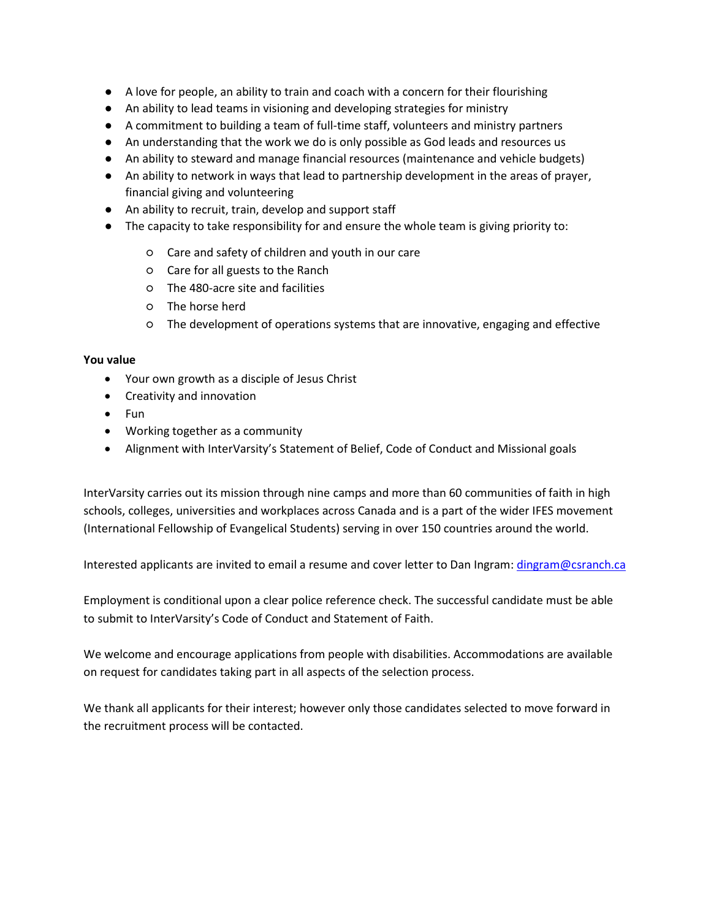- A love for people, an ability to train and coach with a concern for their flourishing
- An ability to lead teams in visioning and developing strategies for ministry
- A commitment to building a team of full-time staff, volunteers and ministry partners
- An understanding that the work we do is only possible as God leads and resources us
- An ability to steward and manage financial resources (maintenance and vehicle budgets)
- An ability to network in ways that lead to partnership development in the areas of prayer, financial giving and volunteering
- An ability to recruit, train, develop and support staff
- The capacity to take responsibility for and ensure the whole team is giving priority to:
    - Care and safety of children and youth in our care
    - Care for all guests to the Ranch
    - The 480-acre site and facilities
    - The horse herd
    - The development of operations systems that are innovative, engaging and effective

**You value**

- Your own growth as a disciple of Jesus Christ
- Creativity and innovation
- Fun
- Working together as a community
- Alignment with InterVarsity's Statement of Belief, Code of Conduct and Missional goals

InterVarsity carries out its mission through nine camps and more than 60 communities of faith in high schools, colleges, universities and workplaces across Canada and is a part of the wider IFES movement (International Fellowship of Evangelical Students) serving in over 150 countries around the world.

Interested applicants are invited to email a resume and cover letter to Dan Ingram: dingram@csranch.ca

Employment is conditional upon a clear police reference check. The successful candidate must be able to submit to InterVarsity's Code of Conduct and Statement of Faith.

We welcome and encourage applications from people with disabilities. Accommodations are available on request for candidates taking part in all aspects of the selection process.

We thank all applicants for their interest; however only those candidates selected to move forward in the recruitment process will be contacted.